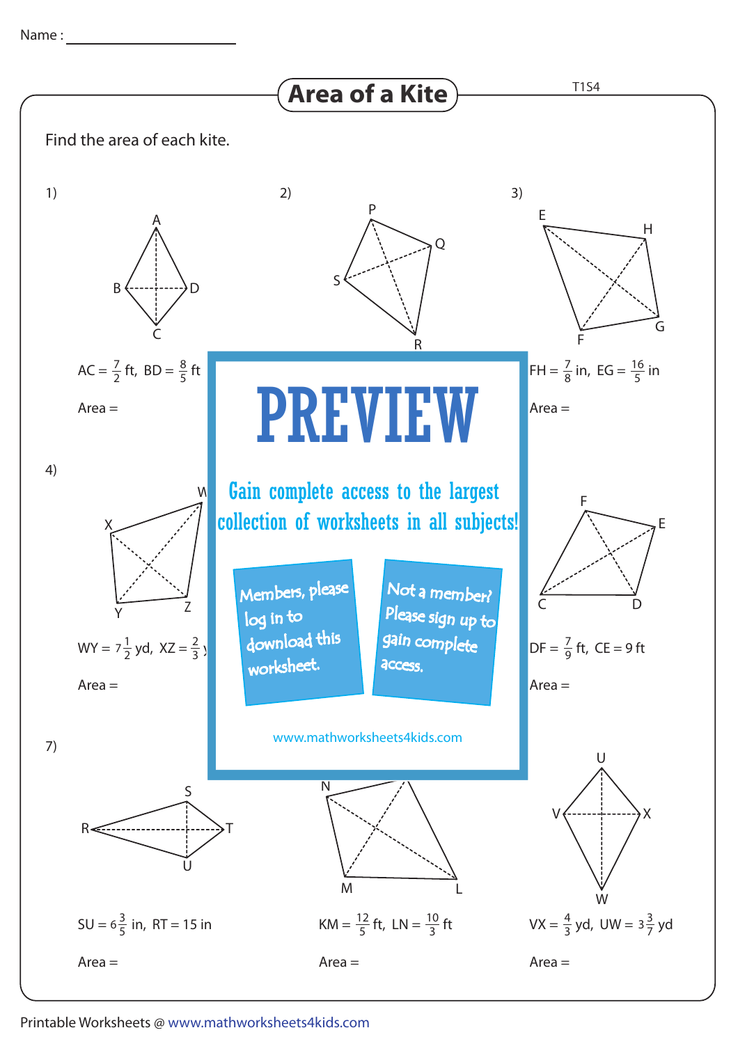Name : ____________________

# Area of a Kite

T1S4

Find the area of each kite.

1)

A, B, D, C

$AC = \frac{7}{2}$ ft, $BD = \frac{8}{5}$ ft

Area =

2)

P, Q, S, R

3)

E, H, F, G

$FH = \frac{7}{8}$ in, $EG = \frac{16}{5}$ in

Area =

4)

W, X, Y, Z

$WY = 7\frac{1}{2}$ yd, $XZ = \frac{2}{3}$ y

Area =

F, E, C, D

$DF = \frac{7}{9}$ ft, $CE = 9$ ft

Area =

7)

S, R, T, U

$SU = 6\frac{3}{5}$ in, $RT = 15$ in

Area =

N, M, L

$KM = \frac{12}{5}$ ft, $LN = \frac{10}{3}$ ft

Area =

U, V, X, W

$VX = \frac{4}{3}$ yd, $UW = 3\frac{3}{7}$ yd

Area =

**PREVIEW**

Gain complete access to the largest collection of worksheets in all subjects!

Members, please log in to download this worksheet.

Not a member? Please sign up to gain complete access.

www.mathworksheets4kids.com

Printable Worksheets @ www.mathworksheets4kids.com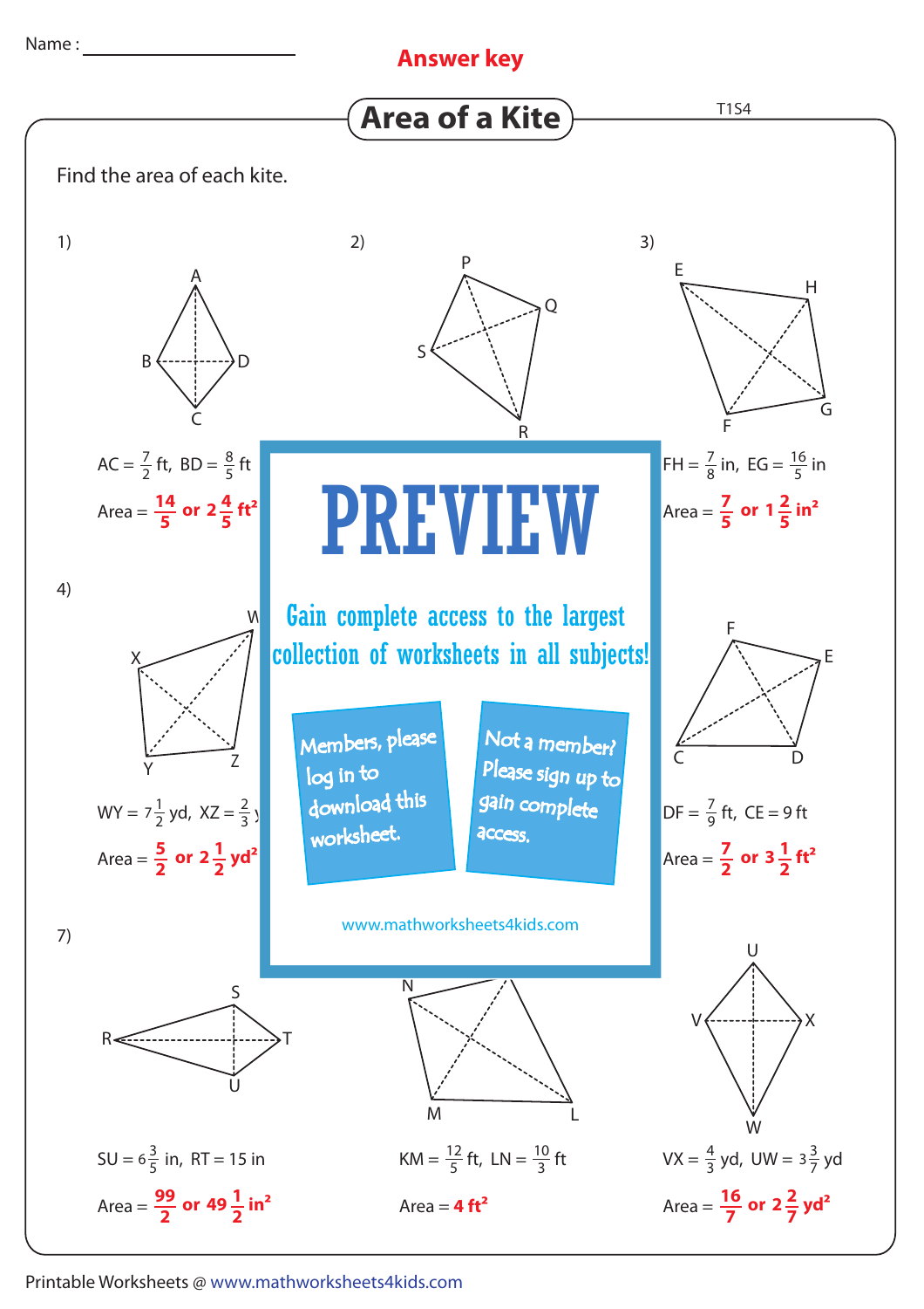Name :

**Answer key**

# Area of a Kite

T1S4

Find the area of each kite.

1)

A, B, D, C

$AC = \frac{7}{2}$ ft, $BD = \frac{8}{5}$ ft

Area = $\frac{14}{5}$ or $2\frac{4}{5}$ ft$^2$

2)

P, Q, S, R

3)

E, H, F, G

$FH = \frac{7}{8}$ in, $EG = \frac{16}{5}$ in

Area = $\frac{7}{5}$ or $1\frac{2}{5}$ in$^2$

4)

W, X, Y, Z

$WY = 7\frac{1}{2}$ yd, $XZ = \frac{2}{3}$ y

Area = $\frac{5}{2}$ or $2\frac{1}{2}$ yd$^2$

6)

F, E, C, D

$DF = \frac{7}{9}$ ft, $CE = 9$ ft

Area = $\frac{7}{2}$ or $3\frac{1}{2}$ ft$^2$

**PREVIEW**

Gain complete access to the largest collection of worksheets in all subjects!

Members, please log in to download this worksheet.

Not a member? Please sign up to gain complete access.

www.mathworksheets4kids.com

7)

S, R, T, U

$SU = 6\frac{3}{5}$ in, $RT = 15$ in

Area = $\frac{99}{2}$ or $49\frac{1}{2}$ in$^2$

N, M, L

$KM = \frac{12}{5}$ ft, $LN = \frac{10}{3}$ ft

Area = 4 ft$^2$

U, V, X, W

$VX = \frac{4}{3}$ yd, $UW = 3\frac{3}{7}$ yd

Area = $\frac{16}{7}$ or $2\frac{2}{7}$ yd$^2$

Printable Worksheets @ www.mathworksheets4kids.com